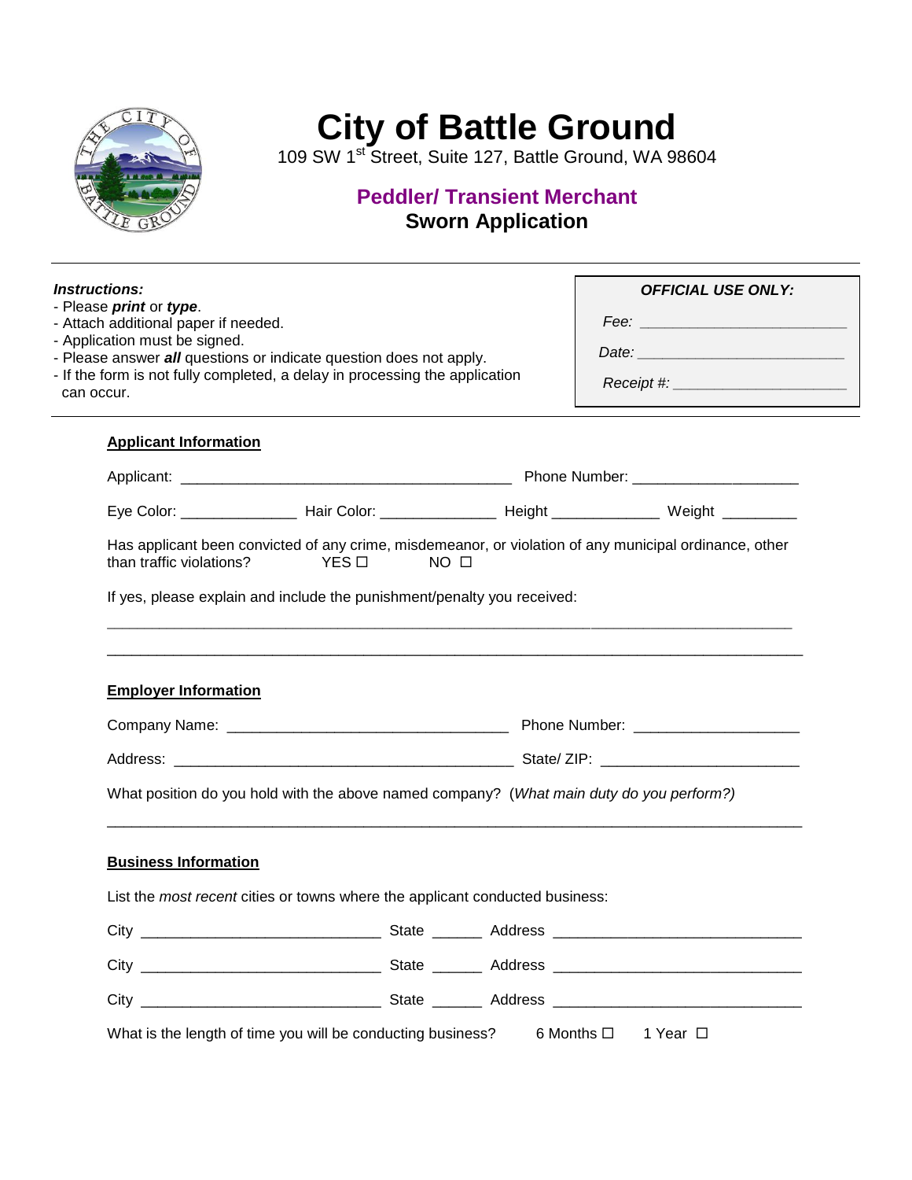# City of Battle Ground

109 SW 1st Street, Suite 127, Battle Ground, WA 98604

## Peddler/ Transient Merchant
## Sworn Application

---

***Instructions:***
- Please ***print*** or ***type***.
- Attach additional paper if needed.
- Application must be signed.
- Please answer ***all*** questions or indicate question does not apply.
- If the form is not fully completed, a delay in processing the application can occur.

| ***OFFICIAL USE ONLY:*** |
|---|
| *Fee:* ___________________________ |
| *Date:* ___________________________ |
| *Receipt #:* ______________________ |

---

**Applicant Information**

Applicant: ___________________________________________ Phone Number: ____________________

Eye Color: ______________ Hair Color: ______________ Height _____________ Weight _________

Has applicant been convicted of any crime, misdemeanor, or violation of any municipal ordinance, other than traffic violations? YES ☐ NO ☐

If yes, please explain and include the punishment/penalty you received:

_____________________________________________________________________________________

_____________________________________________________________________________________

**Employer Information**

Company Name: ____________________________________ Phone Number: ____________________

Address: ___________________________________________ State/ ZIP: ________________________

What position do you hold with the above named company? (*What main duty do you perform?)*

_____________________________________________________________________________________

**Business Information**

List the *most recent* cities or towns where the applicant conducted business:

City ______________________________ State ______ Address _______________________________

City ______________________________ State ______ Address _______________________________

City ______________________________ State ______ Address _______________________________

What is the length of time you will be conducting business? 6 Months ☐ 1 Year ☐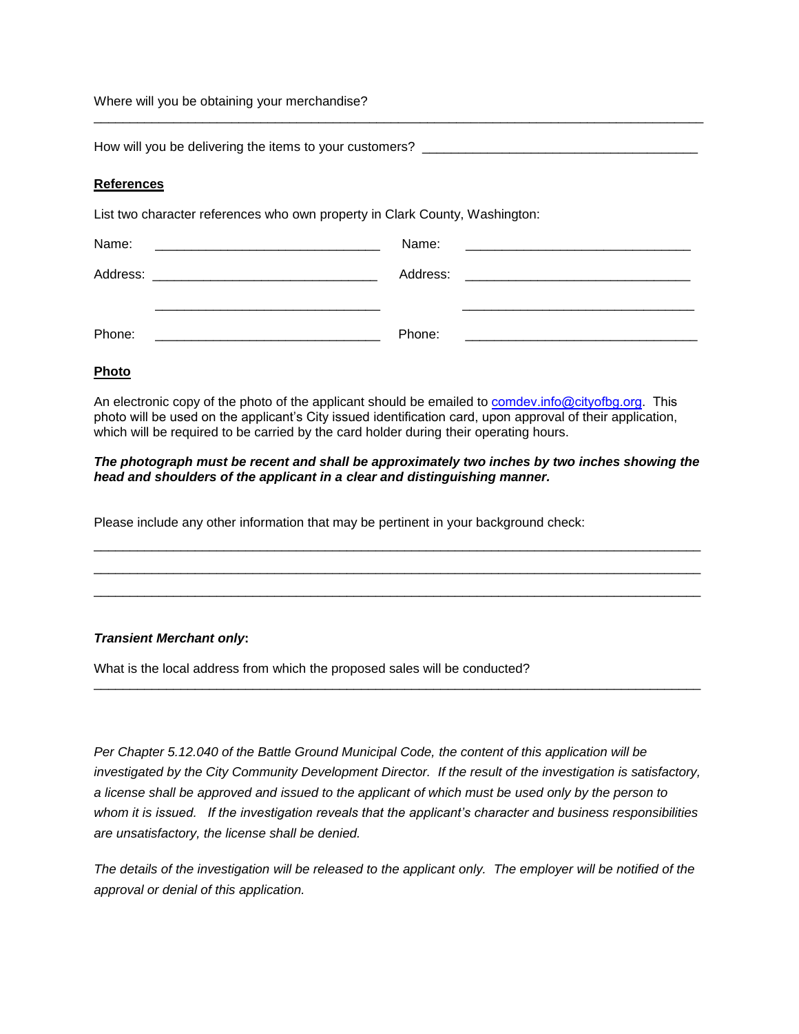Where will you be obtaining your merchandise?

_______________________________________________________________________________

How will you be delivering the items to your customers? ____________________________________

**References**

List two character references who own property in Clark County, Washington:

| | |
|---|---|
| Name: ______________________________ | Name: ______________________________ |
| Address: ______________________________ | Address: ______________________________ |
| ______________________________ | ______________________________ |
| Phone: ______________________________ | Phone: ______________________________ |

**Photo**

An electronic copy of the photo of the applicant should be emailed to comdev.info@cityofbg.org. This photo will be used on the applicant's City issued identification card, upon approval of their application, which will be required to be carried by the card holder during their operating hours.

***The photograph must be recent and shall be approximately two inches by two inches showing the head and shoulders of the applicant in a clear and distinguishing manner.***

Please include any other information that may be pertinent in your background check:

_______________________________________________________________________________
_______________________________________________________________________________
_______________________________________________________________________________

***Transient Merchant only*:**

What is the local address from which the proposed sales will be conducted?

_______________________________________________________________________________

*Per Chapter 5.12.040 of the Battle Ground Municipal Code, the content of this application will be investigated by the City Community Development Director. If the result of the investigation is satisfactory, a license shall be approved and issued to the applicant of which must be used only by the person to whom it is issued. If the investigation reveals that the applicant's character and business responsibilities are unsatisfactory, the license shall be denied.*

*The details of the investigation will be released to the applicant only. The employer will be notified of the approval or denial of this application.*